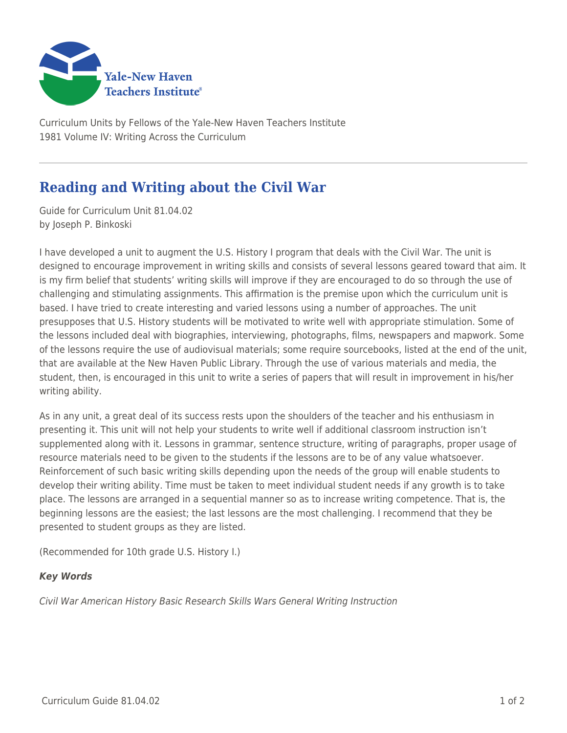Yale-New Haven Teachers Institute

Curriculum Units by Fellows of the Yale-New Haven Teachers Institute
1981 Volume IV: Writing Across the Curriculum

# Reading and Writing about the Civil War

Guide for Curriculum Unit 81.04.02
by Joseph P. Binkoski

I have developed a unit to augment the U.S. History I program that deals with the Civil War. The unit is designed to encourage improvement in writing skills and consists of several lessons geared toward that aim. It is my firm belief that students' writing skills will improve if they are encouraged to do so through the use of challenging and stimulating assignments. This affirmation is the premise upon which the curriculum unit is based. I have tried to create interesting and varied lessons using a number of approaches. The unit presupposes that U.S. History students will be motivated to write well with appropriate stimulation. Some of the lessons included deal with biographies, interviewing, photographs, films, newspapers and mapwork. Some of the lessons require the use of audiovisual materials; some require sourcebooks, listed at the end of the unit, that are available at the New Haven Public Library. Through the use of various materials and media, the student, then, is encouraged in this unit to write a series of papers that will result in improvement in his/her writing ability.

As in any unit, a great deal of its success rests upon the shoulders of the teacher and his enthusiasm in presenting it. This unit will not help your students to write well if additional classroom instruction isn't supplemented along with it. Lessons in grammar, sentence structure, writing of paragraphs, proper usage of resource materials need to be given to the students if the lessons are to be of any value whatsoever. Reinforcement of such basic writing skills depending upon the needs of the group will enable students to develop their writing ability. Time must be taken to meet individual student needs if any growth is to take place. The lessons are arranged in a sequential manner so as to increase writing competence. That is, the beginning lessons are the easiest; the last lessons are the most challenging. I recommend that they be presented to student groups as they are listed.

(Recommended for 10th grade U.S. History I.)

***Key Words***

*Civil War American History Basic Research Skills Wars General Writing Instruction*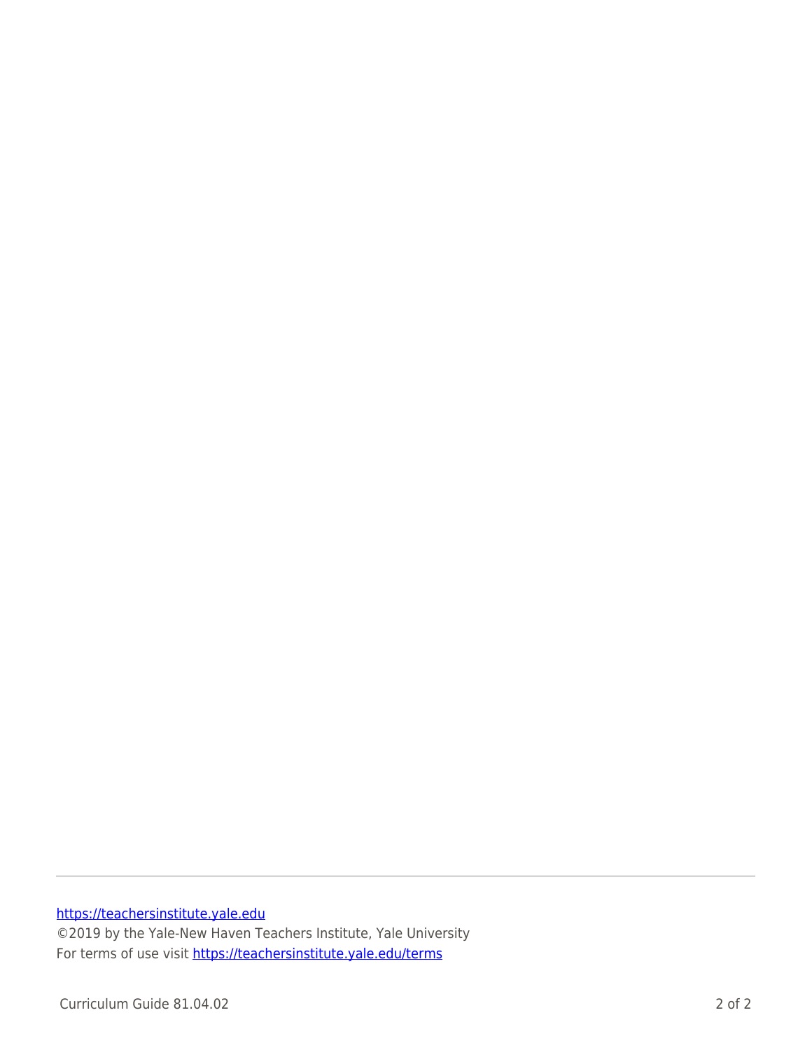https://teachersinstitute.yale.edu

©2019 by the Yale-New Haven Teachers Institute, Yale University

For terms of use visit https://teachersinstitute.yale.edu/terms